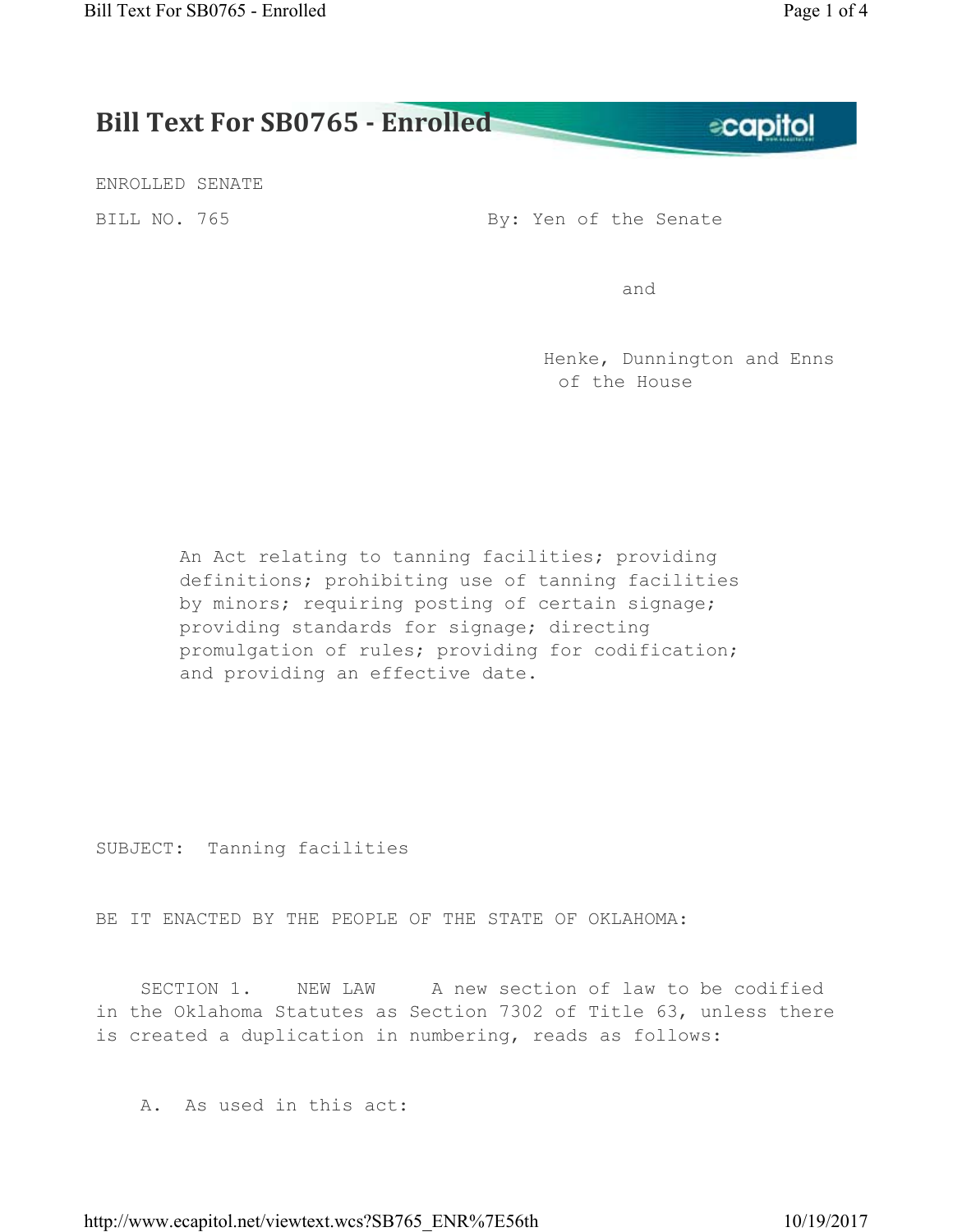# Bill Text For SB0765 - Enrolled

ENROLLED SENATE

BILL NO. 765 By: Yen of the Senate

and

Henke, Dunnington and Enns of the House

An Act relating to tanning facilities; providing definitions; prohibiting use of tanning facilities by minors; requiring posting of certain signage; providing standards for signage; directing promulgation of rules; providing for codification; and providing an effective date.

SUBJECT: Tanning facilities

BE IT ENACTED BY THE PEOPLE OF THE STATE OF OKLAHOMA:

SECTION 1. NEW LAW A new section of law to be codified in the Oklahoma Statutes as Section 7302 of Title 63, unless there is created a duplication in numbering, reads as follows:

A. As used in this act: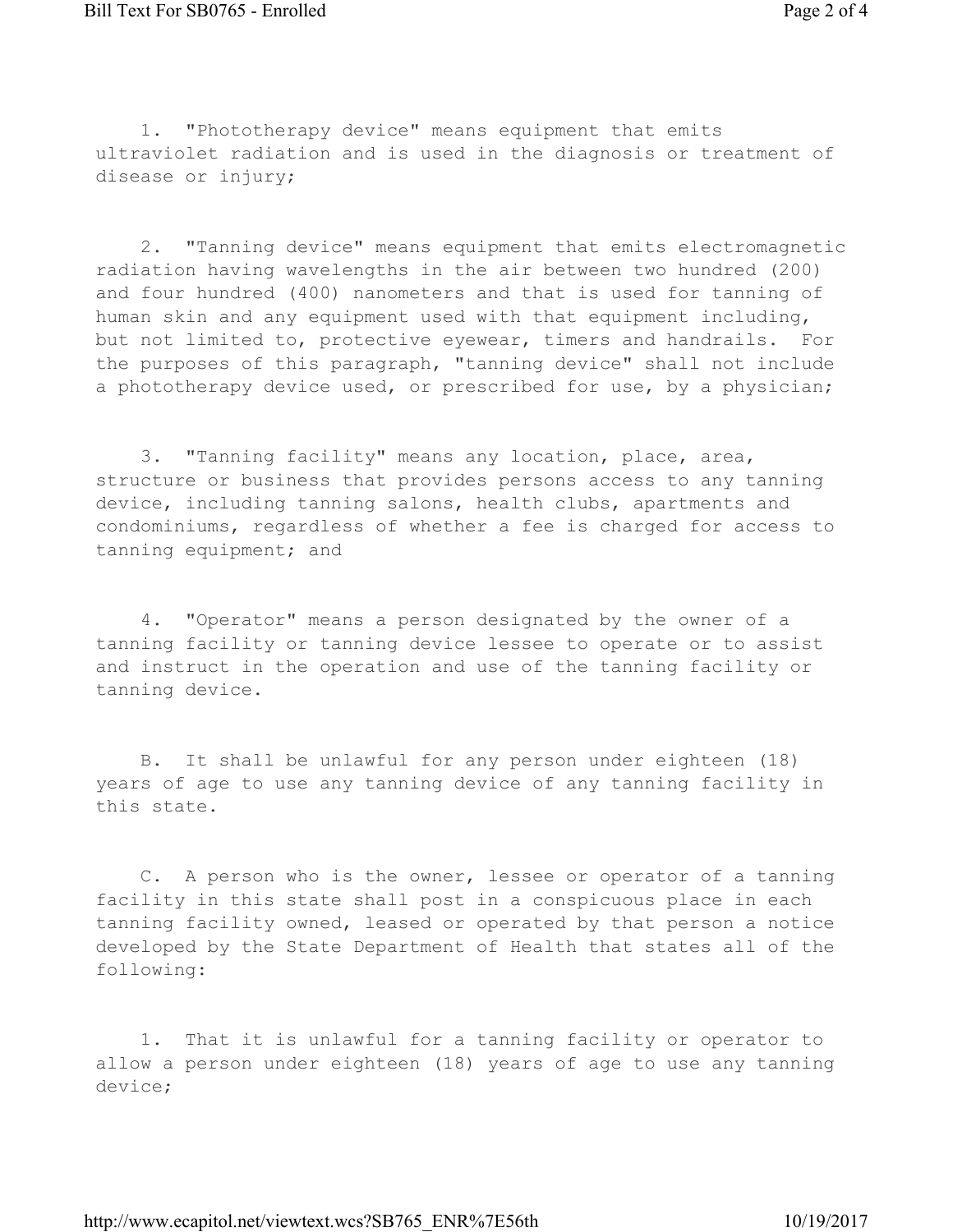1. "Phototherapy device" means equipment that emits ultraviolet radiation and is used in the diagnosis or treatment of disease or injury;

2. "Tanning device" means equipment that emits electromagnetic radiation having wavelengths in the air between two hundred (200) and four hundred (400) nanometers and that is used for tanning of human skin and any equipment used with that equipment including, but not limited to, protective eyewear, timers and handrails. For the purposes of this paragraph, "tanning device" shall not include a phototherapy device used, or prescribed for use, by a physician;

3. "Tanning facility" means any location, place, area, structure or business that provides persons access to any tanning device, including tanning salons, health clubs, apartments and condominiums, regardless of whether a fee is charged for access to tanning equipment; and

4. "Operator" means a person designated by the owner of a tanning facility or tanning device lessee to operate or to assist and instruct in the operation and use of the tanning facility or tanning device.

B. It shall be unlawful for any person under eighteen (18) years of age to use any tanning device of any tanning facility in this state.

C. A person who is the owner, lessee or operator of a tanning facility in this state shall post in a conspicuous place in each tanning facility owned, leased or operated by that person a notice developed by the State Department of Health that states all of the following:

1. That it is unlawful for a tanning facility or operator to allow a person under eighteen (18) years of age to use any tanning device;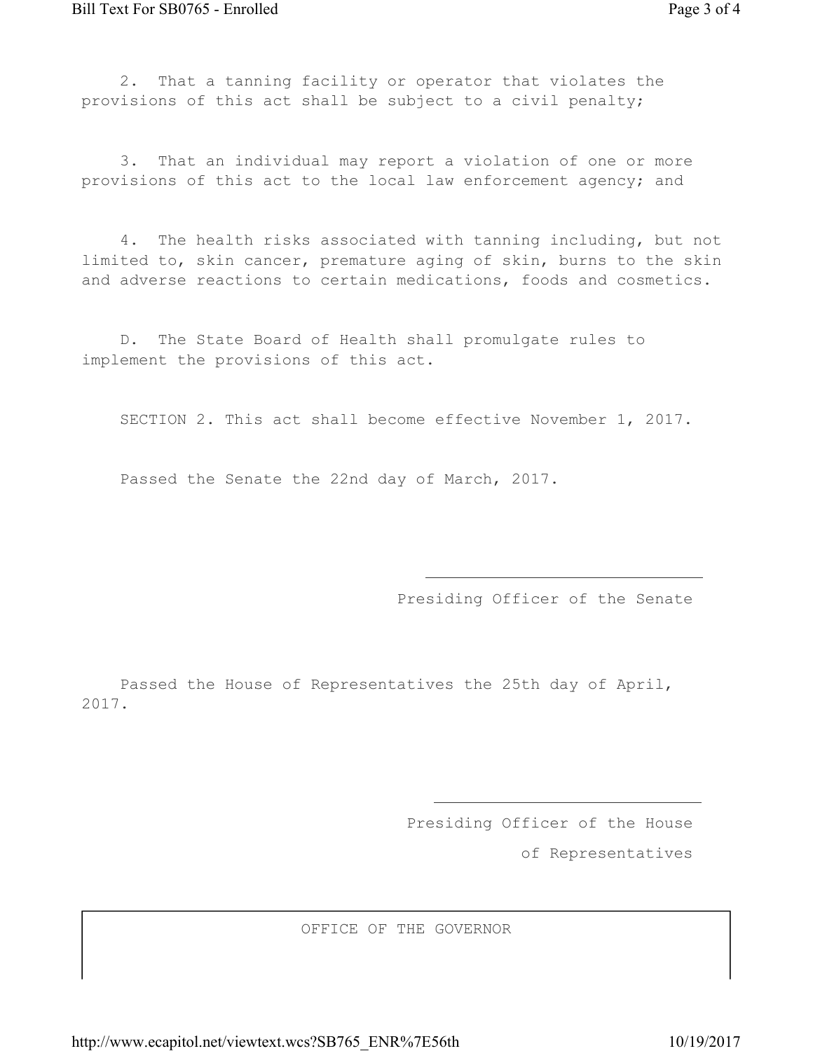2. That a tanning facility or operator that violates the provisions of this act shall be subject to a civil penalty;

3. That an individual may report a violation of one or more provisions of this act to the local law enforcement agency; and

4. The health risks associated with tanning including, but not limited to, skin cancer, premature aging of skin, burns to the skin and adverse reactions to certain medications, foods and cosmetics.

D. The State Board of Health shall promulgate rules to implement the provisions of this act.

SECTION 2. This act shall become effective November 1, 2017.

Passed the Senate the 22nd day of March, 2017.

\_\_\_\_\_\_\_\_\_\_\_\_\_\_\_\_\_\_\_\_\_\_\_\_\_\_\_\_\_\_

Presiding Officer of the Senate

Passed the House of Representatives the 25th day of April, 2017.

\_\_\_\_\_\_\_\_\_\_\_\_\_\_\_\_\_\_\_\_\_\_\_\_\_\_\_\_\_\_

Presiding Officer of the House of Representatives

OFFICE OF THE GOVERNOR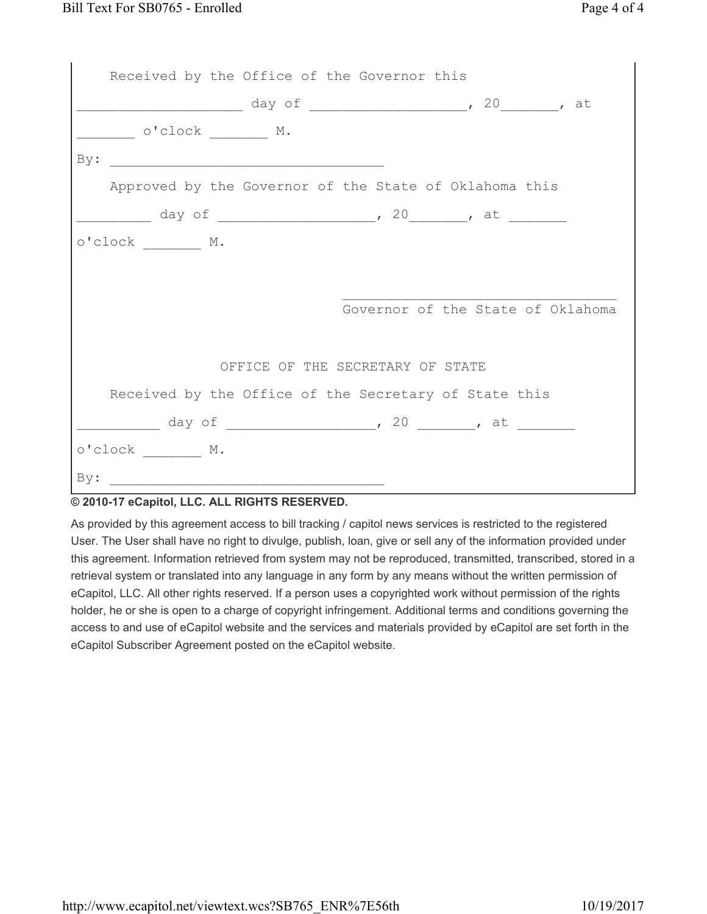Received by the Office of the Governor this

____________________ day of ___________________, 20_______, at

_______ o'clock _______ M.

By: _________________________________

Approved by the Governor of the State of Oklahoma this

_________ day of ___________________, 20_______, at _______

o'clock _______ M.

_________________________________

Governor of the State of Oklahoma

OFFICE OF THE SECRETARY OF STATE

Received by the Office of the Secretary of State this

__________ day of __________________, 20 _______, at _______

o'clock _______ M.

By: _________________________________

**© 2010-17 eCapitol, LLC. ALL RIGHTS RESERVED.**

As provided by this agreement access to bill tracking / capitol news services is restricted to the registered User. The User shall have no right to divulge, publish, loan, give or sell any of the information provided under this agreement. Information retrieved from system may not be reproduced, transmitted, transcribed, stored in a retrieval system or translated into any language in any form by any means without the written permission of eCapitol, LLC. All other rights reserved. If a person uses a copyrighted work without permission of the rights holder, he or she is open to a charge of copyright infringement. Additional terms and conditions governing the access to and use of eCapitol website and the services and materials provided by eCapitol are set forth in the eCapitol Subscriber Agreement posted on the eCapitol website.